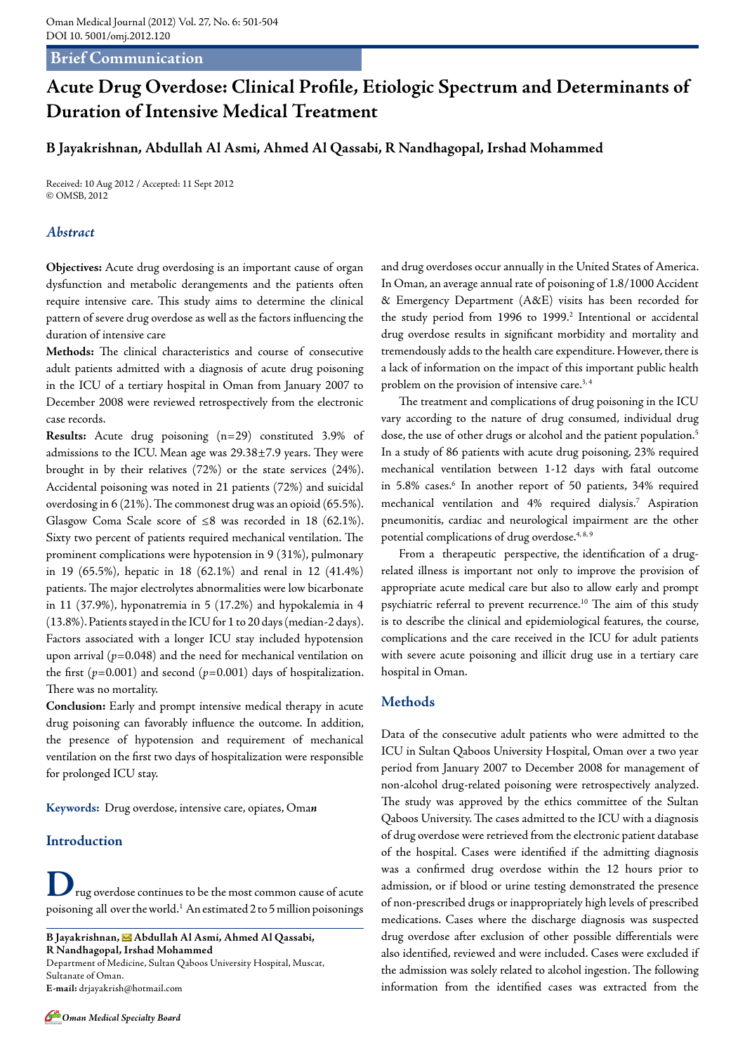Brief Communication

# Acute Drug Overdose: Clinical Profile, Etiologic Spectrum and Determinants of Duration of Intensive Medical Treatment

**B Jayakrishnan, Abdullah Al Asmi, Ahmed Al Qassabi, R Nandhagopal, Irshad Mohammed**

Received: 10 Aug 2012 / Accepted: 11 Sept 2012
© OMSB, 2012

## *Abstract*

**Objectives:** Acute drug overdosing is an important cause of organ dysfunction and metabolic derangements and the patients often require intensive care. This study aims to determine the clinical pattern of severe drug overdose as well as the factors influencing the duration of intensive care

**Methods:** The clinical characteristics and course of consecutive adult patients admitted with a diagnosis of acute drug poisoning in the ICU of a tertiary hospital in Oman from January 2007 to December 2008 were reviewed retrospectively from the electronic case records.

**Results:** Acute drug poisoning (n=29) constituted 3.9% of admissions to the ICU. Mean age was 29.38±7.9 years. They were brought in by their relatives (72%) or the state services (24%). Accidental poisoning was noted in 21 patients (72%) and suicidal overdosing in 6 (21%). The commonest drug was an opioid (65.5%). Glasgow Coma Scale score of ≤8 was recorded in 18 (62.1%). Sixty two percent of patients required mechanical ventilation. The prominent complications were hypotension in 9 (31%), pulmonary in 19 (65.5%), hepatic in 18 (62.1%) and renal in 12 (41.4%) patients. The major electrolytes abnormalities were low bicarbonate in 11 (37.9%), hyponatremia in 5 (17.2%) and hypokalemia in 4 (13.8%). Patients stayed in the ICU for 1 to 20 days (median-2 days). Factors associated with a longer ICU stay included hypotension upon arrival ($p$=0.048) and the need for mechanical ventilation on the first ($p$=0.001) and second ($p$=0.001) days of hospitalization. There was no mortality.

**Conclusion:** Early and prompt intensive medical therapy in acute drug poisoning can favorably influence the outcome. In addition, the presence of hypotension and requirement of mechanical ventilation on the first two days of hospitalization were responsible for prolonged ICU stay.

**Keywords:** Drug overdose, intensive care, opiates, Oman

## Introduction

Drug overdose continues to be the most common cause of acute poisoning all over the world.[1] An estimated 2 to 5 million poisonings and drug overdoses occur annually in the United States of America. In Oman, an average annual rate of poisoning of 1.8/1000 Accident & Emergency Department (A&E) visits has been recorded for the study period from 1996 to 1999.[2] Intentional or accidental drug overdose results in significant morbidity and mortality and tremendously adds to the health care expenditure. However, there is a lack of information on the impact of this important public health problem on the provision of intensive care.[3,4]

The treatment and complications of drug poisoning in the ICU vary according to the nature of drug consumed, individual drug dose, the use of other drugs or alcohol and the patient population.[5] In a study of 86 patients with acute drug poisoning, 23% required mechanical ventilation between 1-12 days with fatal outcome in 5.8% cases.[6] In another report of 50 patients, 34% required mechanical ventilation and 4% required dialysis.[7] Aspiration pneumonitis, cardiac and neurological impairment are the other potential complications of drug overdose.[4,8,9]

From a therapeutic perspective, the identification of a drug-related illness is important not only to improve the provision of appropriate acute medical care but also to allow early and prompt psychiatric referral to prevent recurrence.[10] The aim of this study is to describe the clinical and epidemiological features, the course, complications and the care received in the ICU for adult patients with severe acute poisoning and illicit drug use in a tertiary care hospital in Oman.

## Methods

Data of the consecutive adult patients who were admitted to the ICU in Sultan Qaboos University Hospital, Oman over a two year period from January 2007 to December 2008 for management of non-alcohol drug-related poisoning were retrospectively analyzed. The study was approved by the ethics committee of the Sultan Qaboos University. The cases admitted to the ICU with a diagnosis of drug overdose were retrieved from the electronic patient database of the hospital. Cases were identified if the admitting diagnosis was a confirmed drug overdose within the 12 hours prior to admission, or if blood or urine testing demonstrated the presence of non-prescribed drugs or inappropriately high levels of prescribed medications. Cases where the discharge diagnosis was suspected drug overdose after exclusion of other possible differentials were also identified, reviewed and were included. Cases were excluded if the admission was solely related to alcohol ingestion. The following information from the identified cases was extracted from the

**B Jayakrishnan, Abdullah Al Asmi, Ahmed Al Qassabi, R Nandhagopal, Irshad Mohammed**
Department of Medicine, Sultan Qaboos University Hospital, Muscat, Sultanate of Oman.
**E-mail:** drjayakrish@hotmail.com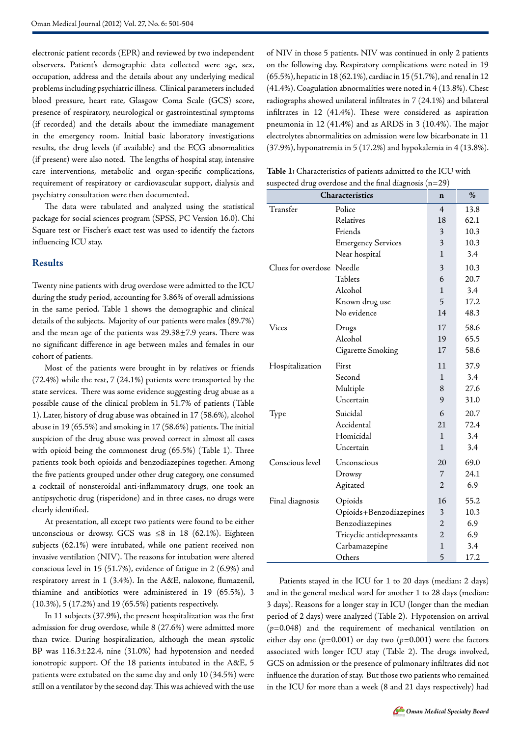electronic patient records (EPR) and reviewed by two independent observers. Patient's demographic data collected were age, sex, occupation, address and the details about any underlying medical problems including psychiatric illness. Clinical parameters included blood pressure, heart rate, Glasgow Coma Scale (GCS) score, presence of respiratory, neurological or gastrointestinal symptoms (if recorded) and the details about the immediate management in the emergency room. Initial basic laboratory investigations results, the drug levels (if available) and the ECG abnormalities (if present) were also noted. The lengths of hospital stay, intensive care interventions, metabolic and organ-specific complications, requirement of respiratory or cardiovascular support, dialysis and psychiatry consultation were then documented.

The data were tabulated and analyzed using the statistical package for social sciences program (SPSS, PC Version 16.0). Chi Square test or Fischer's exact test was used to identify the factors influencing ICU stay.

## Results

Twenty nine patients with drug overdose were admitted to the ICU during the study period, accounting for 3.86% of overall admissions in the same period. Table 1 shows the demographic and clinical details of the subjects. Majority of our patients were males (89.7%) and the mean age of the patients was 29.38±7.9 years. There was no significant difference in age between males and females in our cohort of patients.

Most of the patients were brought in by relatives or friends (72.4%) while the rest, 7 (24.1%) patients were transported by the state services. There was some evidence suggesting drug abuse as a possible cause of the clinical problem in 51.7% of patients (Table 1). Later, history of drug abuse was obtained in 17 (58.6%), alcohol abuse in 19 (65.5%) and smoking in 17 (58.6%) patients. The initial suspicion of the drug abuse was proved correct in almost all cases with opioid being the commonest drug (65.5%) (Table 1). Three patients took both opioids and benzodiazepines together. Among the five patients grouped under other drug category, one consumed a cocktail of nonsteroidal anti-inflammatory drugs, one took an antipsychotic drug (risperidone) and in three cases, no drugs were clearly identified.

At presentation, all except two patients were found to be either unconscious or drowsy. GCS was ≤8 in 18 (62.1%). Eighteen subjects (62.1%) were intubated, while one patient received non invasive ventilation (NIV). The reasons for intubation were altered conscious level in 15 (51.7%), evidence of fatigue in 2 (6.9%) and respiratory arrest in 1 (3.4%). In the A&E, naloxone, flumazenil, thiamine and antibiotics were administered in 19 (65.5%), 3 (10.3%), 5 (17.2%) and 19 (65.5%) patients respectively.

In 11 subjects (37.9%), the present hospitalization was the first admission for drug overdose, while 8 (27.6%) were admitted more than twice. During hospitalization, although the mean systolic BP was 116.3±22.4, nine (31.0%) had hypotension and needed ionotropic support. Of the 18 patients intubated in the A&E, 5 patients were extubated on the same day and only 10 (34.5%) were still on a ventilator by the second day. This was achieved with the use of NIV in those 5 patients. NIV was continued in only 2 patients on the following day. Respiratory complications were noted in 19 (65.5%), hepatic in 18 (62.1%), cardiac in 15 (51.7%), and renal in 12 (41.4%). Coagulation abnormalities were noted in 4 (13.8%). Chest radiographs showed unilateral infiltrates in 7 (24.1%) and bilateral infiltrates in 12 (41.4%). These were considered as aspiration pneumonia in 12 (41.4%) and as ARDS in 3 (10.4%). The major electrolytes abnormalities on admission were low bicarbonate in 11 (37.9%), hyponatremia in 5 (17.2%) and hypokalemia in 4 (13.8%).

**Table 1:** Characteristics of patients admitted to the ICU with suspected drug overdose and the final diagnosis (n=29)

| Characteristics | | n | % |
|---|---|---|---|
| Transfer | Police | 4 | 13.8 |
| | Relatives | 18 | 62.1 |
| | Friends | 3 | 10.3 |
| | Emergency Services | 3 | 10.3 |
| | Near hospital | 1 | 3.4 |
| Clues for overdose | Needle | 3 | 10.3 |
| | Tablets | 6 | 20.7 |
| | Alcohol | 1 | 3.4 |
| | Known drug use | 5 | 17.2 |
| | No evidence | 14 | 48.3 |
| Vices | Drugs | 17 | 58.6 |
| | Alcohol | 19 | 65.5 |
| | Cigarette Smoking | 17 | 58.6 |
| Hospitalization | First | 11 | 37.9 |
| | Second | 1 | 3.4 |
| | Multiple | 8 | 27.6 |
| | Uncertain | 9 | 31.0 |
| Type | Suicidal | 6 | 20.7 |
| | Accidental | 21 | 72.4 |
| | Homicidal | 1 | 3.4 |
| | Uncertain | 1 | 3.4 |
| Conscious level | Unconscious | 20 | 69.0 |
| | Drowsy | 7 | 24.1 |
| | Agitated | 2 | 6.9 |
| Final diagnosis | Opioids | 16 | 55.2 |
| | Opioids+Benzodiazepines | 3 | 10.3 |
| | Benzodiazepines | 2 | 6.9 |
| | Tricyclic antidepressants | 2 | 6.9 |
| | Carbamazepine | 1 | 3.4 |
| | Others | 5 | 17.2 |

Patients stayed in the ICU for 1 to 20 days (median: 2 days) and in the general medical ward for another 1 to 28 days (median: 3 days). Reasons for a longer stay in ICU (longer than the median period of 2 days) were analyzed (Table 2). Hypotension on arrival ($p$=0.048) and the requirement of mechanical ventilation on either day one ($p$=0.001) or day two ($p$=0.001) were the factors associated with longer ICU stay (Table 2). The drugs involved, GCS on admission or the presence of pulmonary infiltrates did not influence the duration of stay. But those two patients who remained in the ICU for more than a week (8 and 21 days respectively) had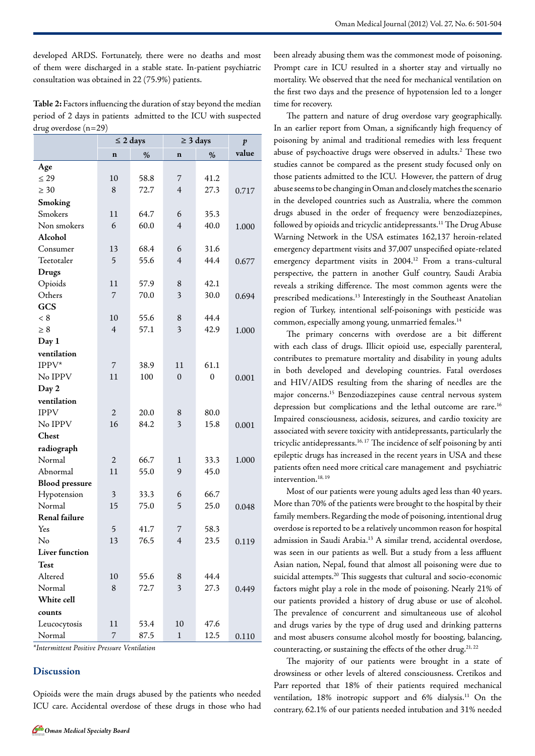developed ARDS. Fortunately, there were no deaths and most of them were discharged in a stable state. In-patient psychiatric consultation was obtained in 22 (75.9%) patients.

**Table 2:** Factors influencing the duration of stay beyond the median period of 2 days in patients admitted to the ICU with suspected drug overdose (n=29)

| | ≤ 2 days | | ≥ 3 days | | *p* value |
|---|---|---|---|---|---|
| | n | % | n | % | |
| **Age** | | | | | |
| ≤ 29 | 10 | 58.8 | 7 | 41.2 | |
| ≥ 30 | 8 | 72.7 | 4 | 27.3 | 0.717 |
| **Smoking** | | | | | |
| Smokers | 11 | 64.7 | 6 | 35.3 | |
| Non smokers | 6 | 60.0 | 4 | 40.0 | 1.000 |
| **Alcohol** | | | | | |
| Consumer | 13 | 68.4 | 6 | 31.6 | |
| Teetotaler | 5 | 55.6 | 4 | 44.4 | 0.677 |
| **Drugs** | | | | | |
| Opioids | 11 | 57.9 | 8 | 42.1 | |
| Others | 7 | 70.0 | 3 | 30.0 | 0.694 |
| **GCS** | | | | | |
| < 8 | 10 | 55.6 | 8 | 44.4 | |
| ≥ 8 | 4 | 57.1 | 3 | 42.9 | 1.000 |
| **Day 1 ventilation** | | | | | |
| IPPV* | 7 | 38.9 | 11 | 61.1 | |
| No IPPV | 11 | 100 | 0 | 0 | 0.001 |
| **Day 2 ventilation** | | | | | |
| IPPV | 2 | 20.0 | 8 | 80.0 | |
| No IPPV | 16 | 84.2 | 3 | 15.8 | 0.001 |
| **Chest radiograph** | | | | | |
| Normal | 2 | 66.7 | 1 | 33.3 | 1.000 |
| Abnormal | 11 | 55.0 | 9 | 45.0 | |
| **Blood pressure** | | | | | |
| Hypotension | 3 | 33.3 | 6 | 66.7 | |
| Normal | 15 | 75.0 | 5 | 25.0 | 0.048 |
| **Renal failure** | | | | | |
| Yes | 5 | 41.7 | 7 | 58.3 | |
| No | 13 | 76.5 | 4 | 23.5 | 0.119 |
| **Liver function Test** | | | | | |
| Altered | 10 | 55.6 | 8 | 44.4 | |
| Normal | 8 | 72.7 | 3 | 27.3 | 0.449 |
| **White cell counts** | | | | | |
| Leucocytosis | 11 | 53.4 | 10 | 47.6 | |
| Normal | 7 | 87.5 | 1 | 12.5 | 0.110 |

*\*Intermittent Positive Pressure Ventilation*

## Discussion

Opioids were the main drugs abused by the patients who needed ICU care. Accidental overdose of these drugs in those who had been already abusing them was the commonest mode of poisoning. Prompt care in ICU resulted in a shorter stay and virtually no mortality. We observed that the need for mechanical ventilation on the first two days and the presence of hypotension led to a longer time for recovery.

The pattern and nature of drug overdose vary geographically. In an earlier report from Oman, a significantly high frequency of poisoning by animal and traditional remedies with less frequent abuse of psychoactive drugs were observed in adults.[2] These two studies cannot be compared as the present study focused only on those patients admitted to the ICU. However, the pattern of drug abuse seems to be changing in Oman and closely matches the scenario in the developed countries such as Australia, where the common drugs abused in the order of frequency were benzodiazepines, followed by opioids and tricyclic antidepressants.[11] The Drug Abuse Warning Network in the USA estimates 162,137 heroin-related emergency department visits and 37,007 unspecified opiate-related emergency department visits in 2004.[12] From a trans-cultural perspective, the pattern in another Gulf country, Saudi Arabia reveals a striking difference. The most common agents were the prescribed medications.[13] Interestingly in the Southeast Anatolian region of Turkey, intentional self-poisonings with pesticide was common, especially among young, unmarried females.[14]

The primary concerns with overdose are a bit different with each class of drugs. Illicit opioid use, especially parenteral, contributes to premature mortality and disability in young adults in both developed and developing countries. Fatal overdoses and HIV/AIDS resulting from the sharing of needles are the major concerns.[15] Benzodiazepines cause central nervous system depression but complications and the lethal outcome are rare.[16] Impaired consciousness, acidosis, seizures, and cardio toxicity are associated with severe toxicity with antidepressants, particularly the tricyclic antidepressants.[16, 17] The incidence of self poisoning by anti epileptic drugs has increased in the recent years in USA and these patients often need more critical care management and psychiatric intervention.[18, 19]

Most of our patients were young adults aged less than 40 years. More than 70% of the patients were brought to the hospital by their family members. Regarding the mode of poisoning, intentional drug overdose is reported to be a relatively uncommon reason for hospital admission in Saudi Arabia.[13] A similar trend, accidental overdose, was seen in our patients as well. But a study from a less affluent Asian nation, Nepal, found that almost all poisoning were due to suicidal attempts.[20] This suggests that cultural and socio-economic factors might play a role in the mode of poisoning. Nearly 21% of our patients provided a history of drug abuse or use of alcohol. The prevalence of concurrent and simultaneous use of alcohol and drugs varies by the type of drug used and drinking patterns and most abusers consume alcohol mostly for boosting, balancing, counteracting, or sustaining the effects of the other drug.[21, 22]

The majority of our patients were brought in a state of drowsiness or other levels of altered consciousness. Cretikos and Parr reported that 18% of their patients required mechanical ventilation, 18% inotropic support and 6% dialysis.[11] On the contrary, 62.1% of our patients needed intubation and 31% needed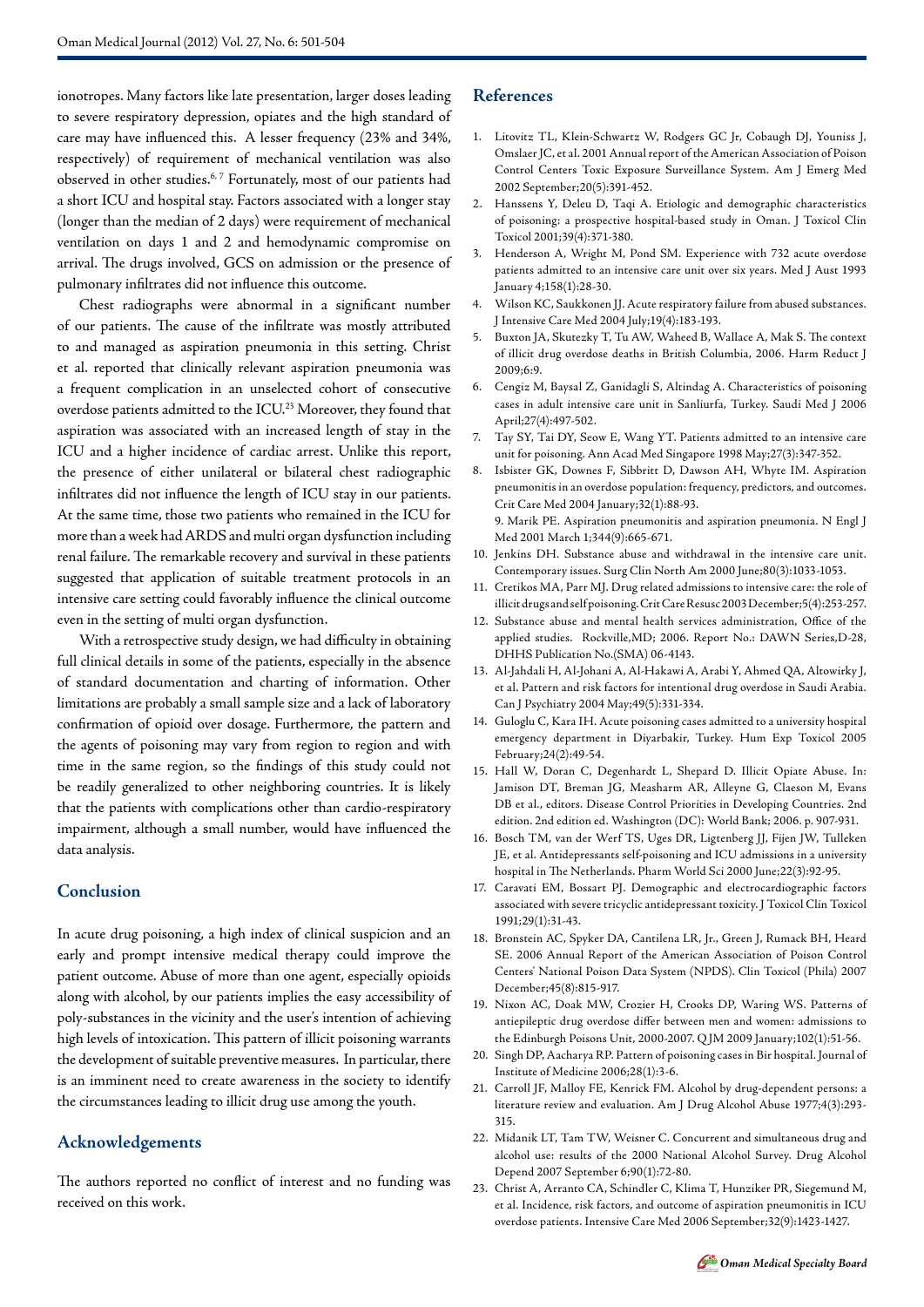ionotropes. Many factors like late presentation, larger doses leading to severe respiratory depression, opiates and the high standard of care may have influenced this. A lesser frequency (23% and 34%, respectively) of requirement of mechanical ventilation was also observed in other studies.[6,7] Fortunately, most of our patients had a short ICU and hospital stay. Factors associated with a longer stay (longer than the median of 2 days) were requirement of mechanical ventilation on days 1 and 2 and hemodynamic compromise on arrival. The drugs involved, GCS on admission or the presence of pulmonary infiltrates did not influence this outcome.

Chest radiographs were abnormal in a significant number of our patients. The cause of the infiltrate was mostly attributed to and managed as aspiration pneumonia in this setting. Christ et al. reported that clinically relevant aspiration pneumonia was a frequent complication in an unselected cohort of consecutive overdose patients admitted to the ICU.[23] Moreover, they found that aspiration was associated with an increased length of stay in the ICU and a higher incidence of cardiac arrest. Unlike this report, the presence of either unilateral or bilateral chest radiographic infiltrates did not influence the length of ICU stay in our patients. At the same time, those two patients who remained in the ICU for more than a week had ARDS and multi organ dysfunction including renal failure. The remarkable recovery and survival in these patients suggested that application of suitable treatment protocols in an intensive care setting could favorably influence the clinical outcome even in the setting of multi organ dysfunction.

With a retrospective study design, we had difficulty in obtaining full clinical details in some of the patients, especially in the absence of standard documentation and charting of information. Other limitations are probably a small sample size and a lack of laboratory confirmation of opioid over dosage. Furthermore, the pattern and the agents of poisoning may vary from region to region and with time in the same region, so the findings of this study could not be readily generalized to other neighboring countries. It is likely that the patients with complications other than cardio-respiratory impairment, although a small number, would have influenced the data analysis.

## Conclusion

In acute drug poisoning, a high index of clinical suspicion and an early and prompt intensive medical therapy could improve the patient outcome. Abuse of more than one agent, especially opioids along with alcohol, by our patients implies the easy accessibility of poly-substances in the vicinity and the user's intention of achieving high levels of intoxication. This pattern of illicit poisoning warrants the development of suitable preventive measures. In particular, there is an imminent need to create awareness in the society to identify the circumstances leading to illicit drug use among the youth.

## Acknowledgements

The authors reported no conflict of interest and no funding was received on this work.

## References

1. Litovitz TL, Klein-Schwartz W, Rodgers GC Jr, Cobaugh DJ, Youniss J, Omslaer JC, et al. 2001 Annual report of the American Association of Poison Control Centers Toxic Exposure Surveillance System. Am J Emerg Med 2002 September;20(5):391-452.
2. Hanssens Y, Deleu D, Taqi A. Etiologic and demographic characteristics of poisoning: a prospective hospital-based study in Oman. J Toxicol Clin Toxicol 2001;39(4):371-380.
3. Henderson A, Wright M, Pond SM. Experience with 732 acute overdose patients admitted to an intensive care unit over six years. Med J Aust 1993 January 4;158(1):28-30.
4. Wilson KC, Saukkonen JJ. Acute respiratory failure from abused substances. J Intensive Care Med 2004 July;19(4):183-193.
5. Buxton JA, Skutezky T, Tu AW, Waheed B, Wallace A, Mak S. The context of illicit drug overdose deaths in British Columbia, 2006. Harm Reduct J 2009;6:9.
6. Cengiz M, Baysal Z, Ganidagli S, Altindag A. Characteristics of poisoning cases in adult intensive care unit in Sanliurfa, Turkey. Saudi Med J 2006 April;27(4):497-502.
7. Tay SY, Tai DY, Seow E, Wang YT. Patients admitted to an intensive care unit for poisoning. Ann Acad Med Singapore 1998 May;27(3):347-352.
8. Isbister GK, Downes F, Sibbritt D, Dawson AH, Whyte IM. Aspiration pneumonitis in an overdose population: frequency, predictors, and outcomes. Crit Care Med 2004 January;32(1):88-93.
9. Marik PE. Aspiration pneumonitis and aspiration pneumonia. N Engl J Med 2001 March 1;344(9):665-671.
10. Jenkins DH. Substance abuse and withdrawal in the intensive care unit. Contemporary issues. Surg Clin North Am 2000 June;80(3):1033-1053.
11. Cretikos MA, Parr MJ. Drug related admissions to intensive care: the role of illicit drugs and self poisoning. Crit Care Resusc 2003 December;5(4):253-257.
12. Substance abuse and mental health services administration, Office of the applied studies. Rockville,MD; 2006. Report No.: DAWN Series,D-28, DHHS Publication No.(SMA) 06-4143.
13. Al-Jahdali H, Al-Johani A, Al-Hakawi A, Arabi Y, Ahmed QA, Altowirky J, et al. Pattern and risk factors for intentional drug overdose in Saudi Arabia. Can J Psychiatry 2004 May;49(5):331-334.
14. Guloglu C, Kara IH. Acute poisoning cases admitted to a university hospital emergency department in Diyarbakir, Turkey. Hum Exp Toxicol 2005 February;24(2):49-54.
15. Hall W, Doran C, Degenhardt L, Shepard D. Illicit Opiate Abuse. In: Jamison DT, Breman JG, Measharm AR, Alleyne G, Claeson M, Evans DB et al., editors. Disease Control Priorities in Developing Countries. 2nd edition. 2nd edition ed. Washington (DC): World Bank; 2006. p. 907-931.
16. Bosch TM, van der Werf TS, Uges DR, Ligtenberg JJ, Fijen JW, Tulleken JE, et al. Antidepressants self-poisoning and ICU admissions in a university hospital in The Netherlands. Pharm World Sci 2000 June;22(3):92-95.
17. Caravati EM, Bossart PJ. Demographic and electrocardiographic factors associated with severe tricyclic antidepressant toxicity. J Toxicol Clin Toxicol 1991;29(1):31-43.
18. Bronstein AC, Spyker DA, Cantilena LR, Jr., Green J, Rumack BH, Heard SE. 2006 Annual Report of the American Association of Poison Control Centers' National Poison Data System (NPDS). Clin Toxicol (Phila) 2007 December;45(8):815-917.
19. Nixon AC, Doak MW, Crozier H, Crooks DP, Waring WS. Patterns of antiepileptic drug overdose differ between men and women: admissions to the Edinburgh Poisons Unit, 2000-2007. QJM 2009 January;102(1):51-56.
20. Singh DP, Aacharya RP. Pattern of poisoning cases in Bir hospital. Journal of Institute of Medicine 2006;28(1):3-6.
21. Carroll JF, Malloy FE, Kenrick FM. Alcohol by drug-dependent persons: a literature review and evaluation. Am J Drug Alcohol Abuse 1977;4(3):293-315.
22. Midanik LT, Tam TW, Weisner C. Concurrent and simultaneous drug and alcohol use: results of the 2000 National Alcohol Survey. Drug Alcohol Depend 2007 September 6;90(1):72-80.
23. Christ A, Arranto CA, Schindler C, Klima T, Hunziker PR, Siegemund M, et al. Incidence, risk factors, and outcome of aspiration pneumonitis in ICU overdose patients. Intensive Care Med 2006 September;32(9):1423-1427.